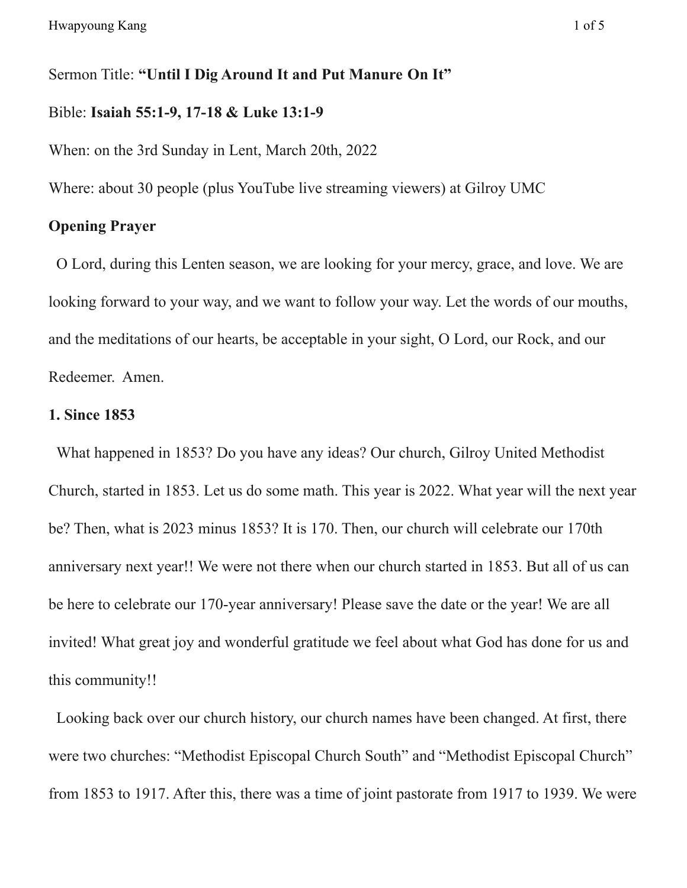Sermon Title: **"Until I Dig Around It and Put Manure On It"**

Bible: **Isaiah 55:1-9, 17-18 & Luke 13:1-9**

When: on the 3rd Sunday in Lent, March 20th, 2022

Where: about 30 people (plus YouTube live streaming viewers) at Gilroy UMC

**Opening Prayer**

O Lord, during this Lenten season, we are looking for your mercy, grace, and love. We are looking forward to your way, and we want to follow your way. Let the words of our mouths, and the meditations of our hearts, be acceptable in your sight, O Lord, our Rock, and our Redeemer. Amen.

**1. Since 1853**

What happened in 1853? Do you have any ideas? Our church, Gilroy United Methodist Church, started in 1853. Let us do some math. This year is 2022. What year will the next year be? Then, what is 2023 minus 1853? It is 170. Then, our church will celebrate our 170th anniversary next year!! We were not there when our church started in 1853. But all of us can be here to celebrate our 170-year anniversary! Please save the date or the year! We are all invited! What great joy and wonderful gratitude we feel about what God has done for us and this community!!

Looking back over our church history, our church names have been changed. At first, there were two churches: "Methodist Episcopal Church South" and "Methodist Episcopal Church" from 1853 to 1917. After this, there was a time of joint pastorate from 1917 to 1939. We were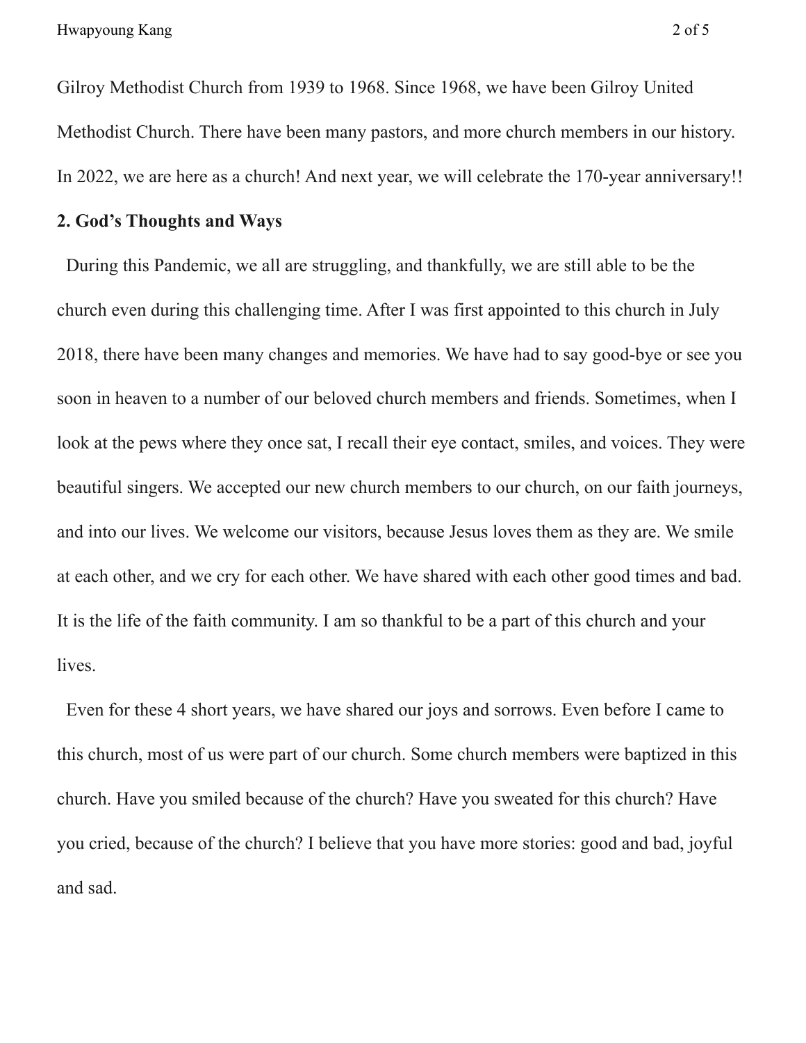Gilroy Methodist Church from 1939 to 1968. Since 1968, we have been Gilroy United Methodist Church. There have been many pastors, and more church members in our history. In 2022, we are here as a church! And next year, we will celebrate the 170-year anniversary!!

**2. God's Thoughts and Ways**

During this Pandemic, we all are struggling, and thankfully, we are still able to be the church even during this challenging time. After I was first appointed to this church in July 2018, there have been many changes and memories. We have had to say good-bye or see you soon in heaven to a number of our beloved church members and friends. Sometimes, when I look at the pews where they once sat, I recall their eye contact, smiles, and voices. They were beautiful singers. We accepted our new church members to our church, on our faith journeys, and into our lives. We welcome our visitors, because Jesus loves them as they are. We smile at each other, and we cry for each other. We have shared with each other good times and bad. It is the life of the faith community. I am so thankful to be a part of this church and your lives.

Even for these 4 short years, we have shared our joys and sorrows. Even before I came to this church, most of us were part of our church. Some church members were baptized in this church. Have you smiled because of the church? Have you sweated for this church? Have you cried, because of the church? I believe that you have more stories: good and bad, joyful and sad.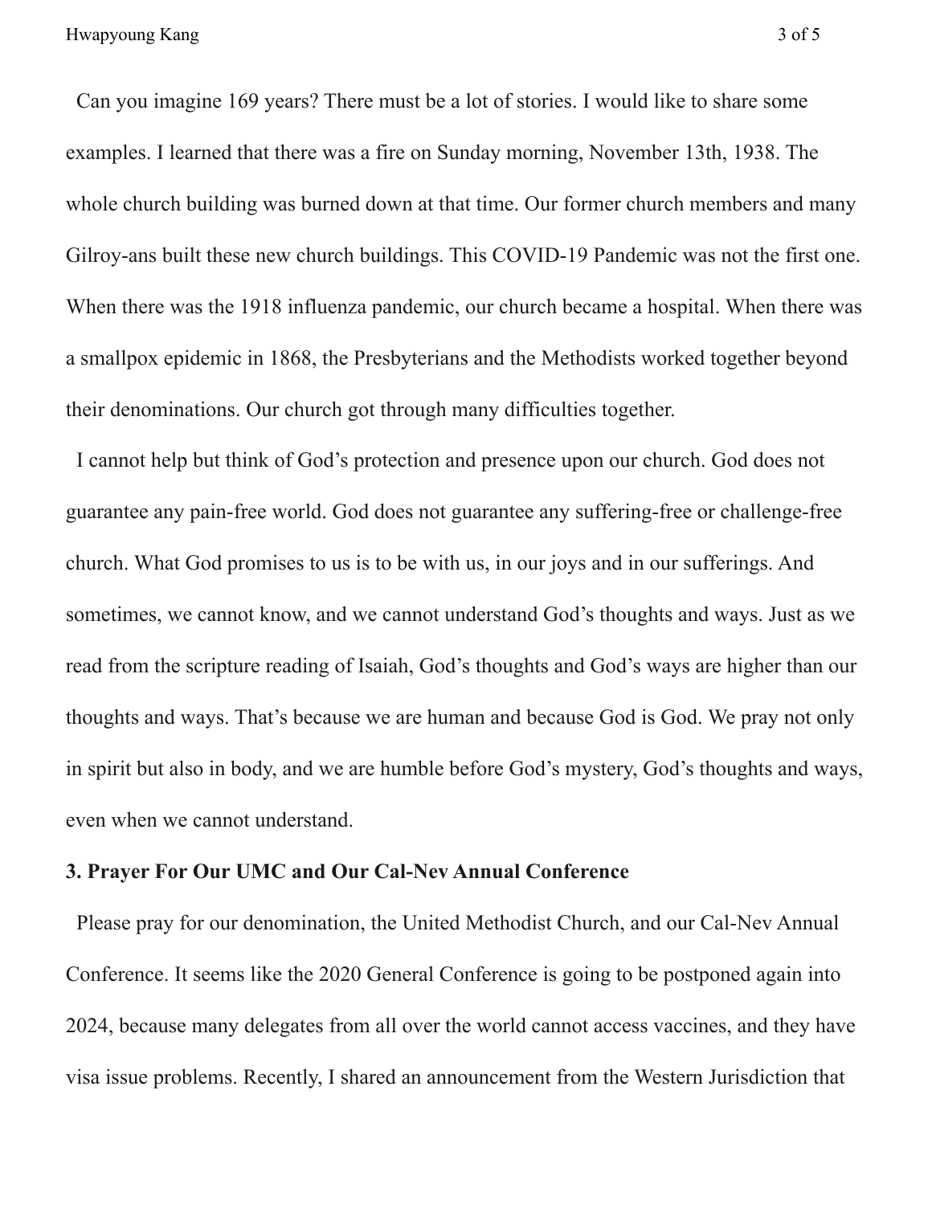Can you imagine 169 years? There must be a lot of stories. I would like to share some examples. I learned that there was a fire on Sunday morning, November 13th, 1938. The whole church building was burned down at that time. Our former church members and many Gilroy-ans built these new church buildings. This COVID-19 Pandemic was not the first one. When there was the 1918 influenza pandemic, our church became a hospital. When there was a smallpox epidemic in 1868, the Presbyterians and the Methodists worked together beyond their denominations. Our church got through many difficulties together.

I cannot help but think of God's protection and presence upon our church. God does not guarantee any pain-free world. God does not guarantee any suffering-free or challenge-free church. What God promises to us is to be with us, in our joys and in our sufferings. And sometimes, we cannot know, and we cannot understand God's thoughts and ways. Just as we read from the scripture reading of Isaiah, God's thoughts and God's ways are higher than our thoughts and ways. That's because we are human and because God is God. We pray not only in spirit but also in body, and we are humble before God's mystery, God's thoughts and ways, even when we cannot understand.

**3. Prayer For Our UMC and Our Cal-Nev Annual Conference**

Please pray for our denomination, the United Methodist Church, and our Cal-Nev Annual Conference. It seems like the 2020 General Conference is going to be postponed again into 2024, because many delegates from all over the world cannot access vaccines, and they have visa issue problems. Recently, I shared an announcement from the Western Jurisdiction that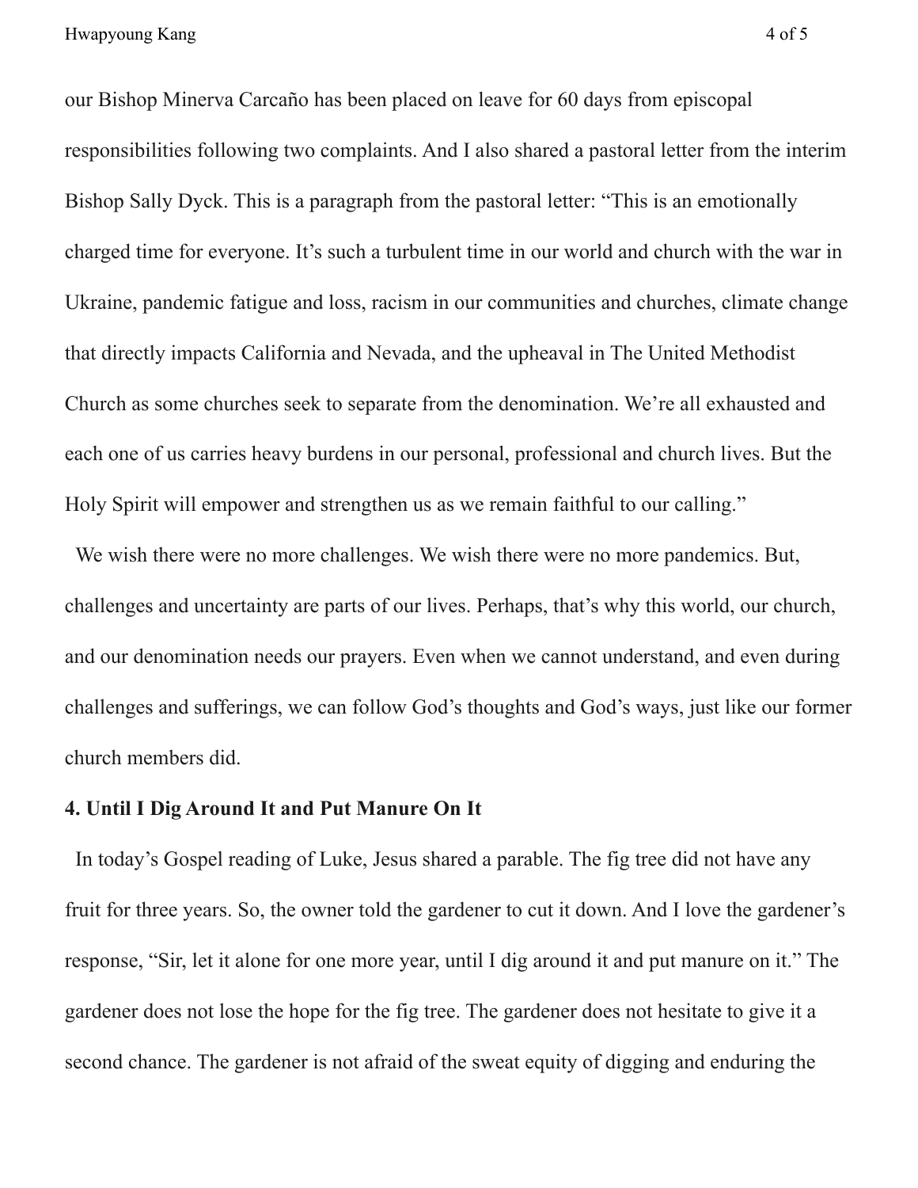our Bishop Minerva Carcaño has been placed on leave for 60 days from episcopal responsibilities following two complaints. And I also shared a pastoral letter from the interim Bishop Sally Dyck. This is a paragraph from the pastoral letter: "This is an emotionally charged time for everyone. It's such a turbulent time in our world and church with the war in Ukraine, pandemic fatigue and loss, racism in our communities and churches, climate change that directly impacts California and Nevada, and the upheaval in The United Methodist Church as some churches seek to separate from the denomination. We're all exhausted and each one of us carries heavy burdens in our personal, professional and church lives. But the Holy Spirit will empower and strengthen us as we remain faithful to our calling."

We wish there were no more challenges. We wish there were no more pandemics. But, challenges and uncertainty are parts of our lives. Perhaps, that's why this world, our church, and our denomination needs our prayers. Even when we cannot understand, and even during challenges and sufferings, we can follow God's thoughts and God's ways, just like our former church members did.

**4. Until I Dig Around It and Put Manure On It**

In today's Gospel reading of Luke, Jesus shared a parable. The fig tree did not have any fruit for three years. So, the owner told the gardener to cut it down. And I love the gardener's response, "Sir, let it alone for one more year, until I dig around it and put manure on it." The gardener does not lose the hope for the fig tree. The gardener does not hesitate to give it a second chance. The gardener is not afraid of the sweat equity of digging and enduring the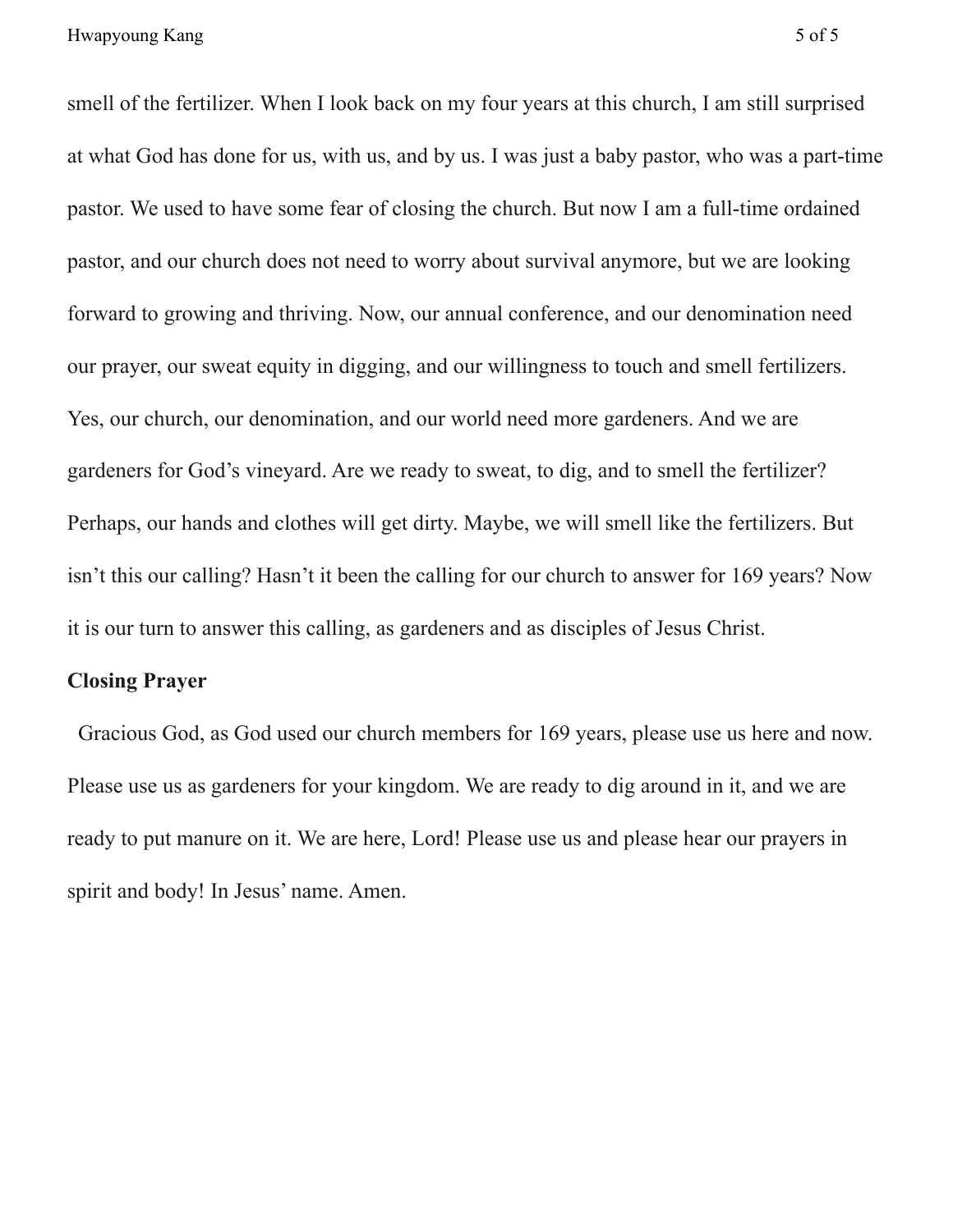smell of the fertilizer. When I look back on my four years at this church, I am still surprised at what God has done for us, with us, and by us. I was just a baby pastor, who was a part-time pastor. We used to have some fear of closing the church. But now I am a full-time ordained pastor, and our church does not need to worry about survival anymore, but we are looking forward to growing and thriving. Now, our annual conference, and our denomination need our prayer, our sweat equity in digging, and our willingness to touch and smell fertilizers. Yes, our church, our denomination, and our world need more gardeners. And we are gardeners for God's vineyard. Are we ready to sweat, to dig, and to smell the fertilizer? Perhaps, our hands and clothes will get dirty. Maybe, we will smell like the fertilizers. But isn't this our calling? Hasn't it been the calling for our church to answer for 169 years? Now it is our turn to answer this calling, as gardeners and as disciples of Jesus Christ.

**Closing Prayer**

Gracious God, as God used our church members for 169 years, please use us here and now. Please use us as gardeners for your kingdom. We are ready to dig around in it, and we are ready to put manure on it. We are here, Lord! Please use us and please hear our prayers in spirit and body! In Jesus' name. Amen.